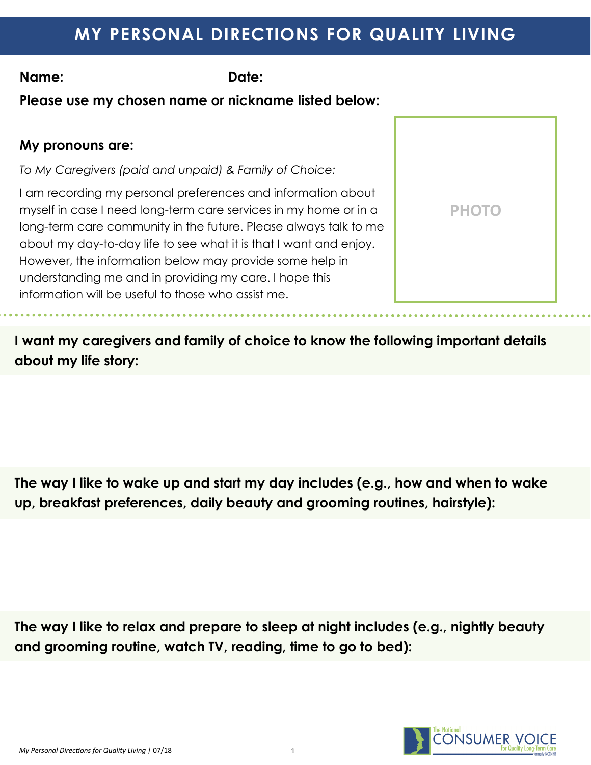# MY PERSONAL DIRECTIONS FOR QUALITY LIVING

**Name:** **Date:**

**Please use my chosen name or nickname listed below:**

**My pronouns are:**

*To My Caregivers (paid and unpaid) & Family of Choice:*

I am recording my personal preferences and information about myself in case I need long-term care services in my home or in a long-term care community in the future. Please always talk to me about my day-to-day life to see what it is that I want and enjoy. However, the information below may provide some help in understanding me and in providing my care. I hope this information will be useful to those who assist me.

PHOTO

**I want my caregivers and family of choice to know the following important details about my life story:**

**The way I like to wake up and start my day includes (e.g., how and when to wake up, breakfast preferences, daily beauty and grooming routines, hairstyle):**

**The way I like to relax and prepare to sleep at night includes (e.g., nightly beauty and grooming routine, watch TV, reading, time to go to bed):**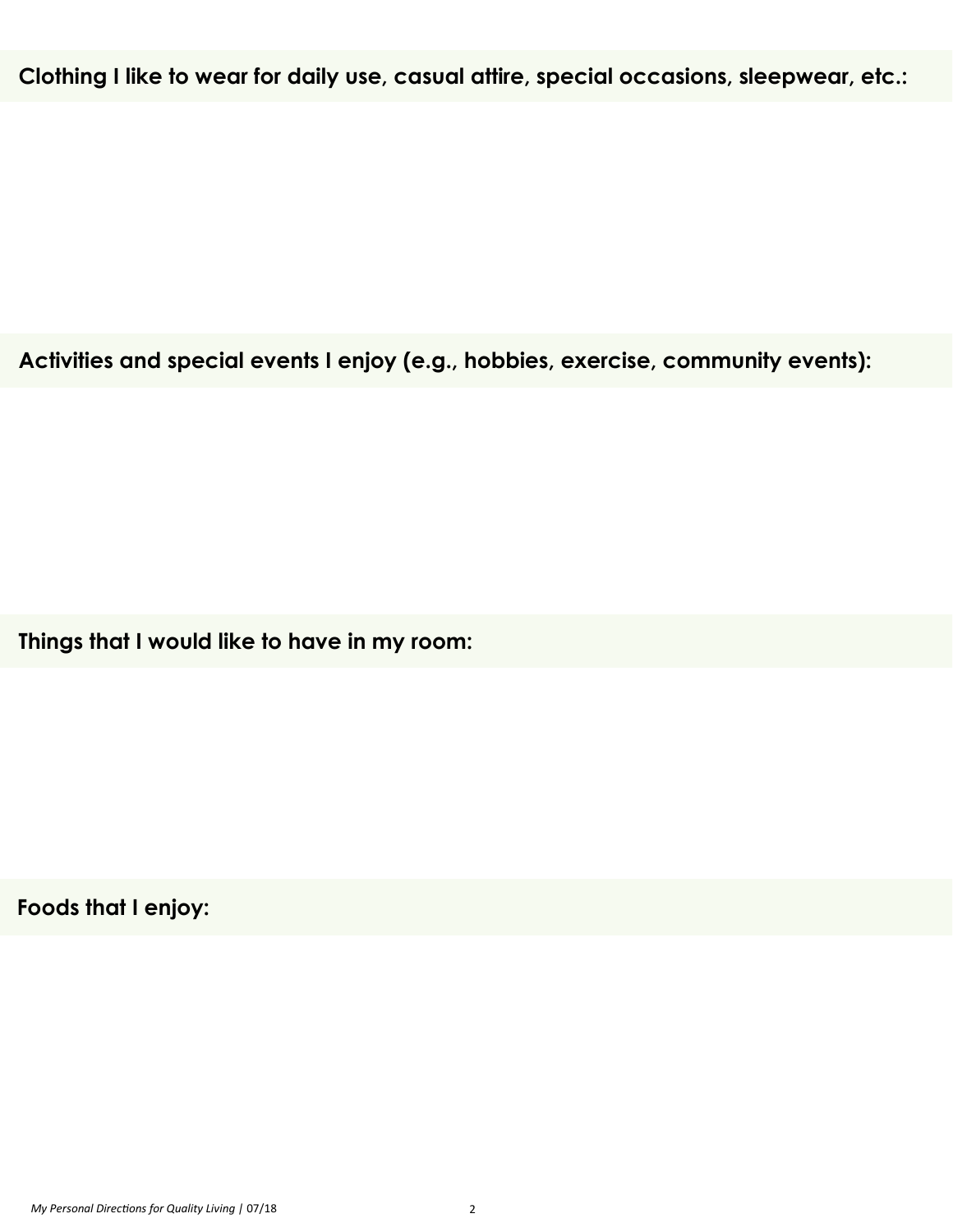## Clothing I like to wear for daily use, casual attire, special occasions, sleepwear, etc.:

## Activities and special events I enjoy (e.g., hobbies, exercise, community events):

## Things that I would like to have in my room:

## Foods that I enjoy: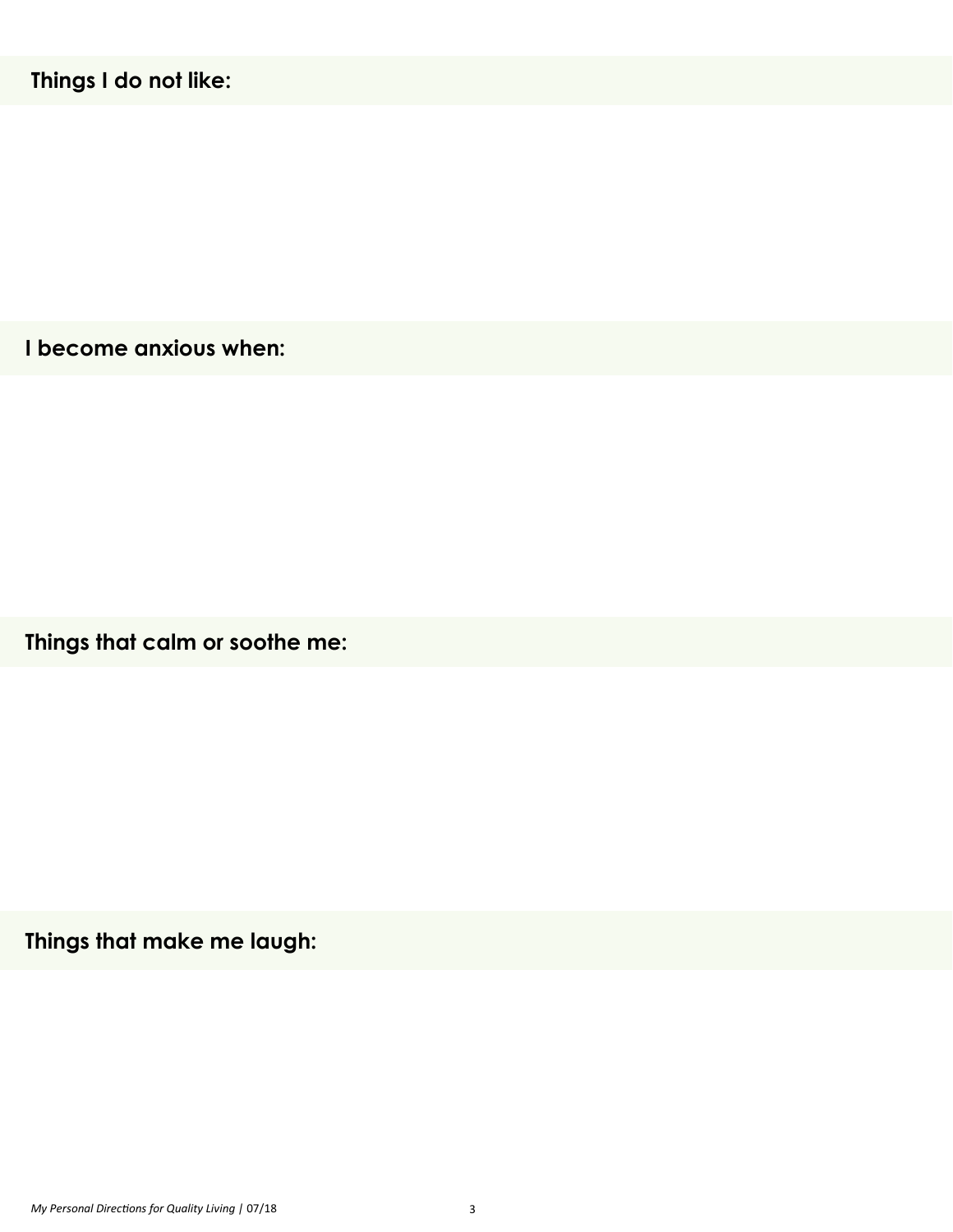## Things I do not like:

## I become anxious when:

## Things that calm or soothe me:

## Things that make me laugh: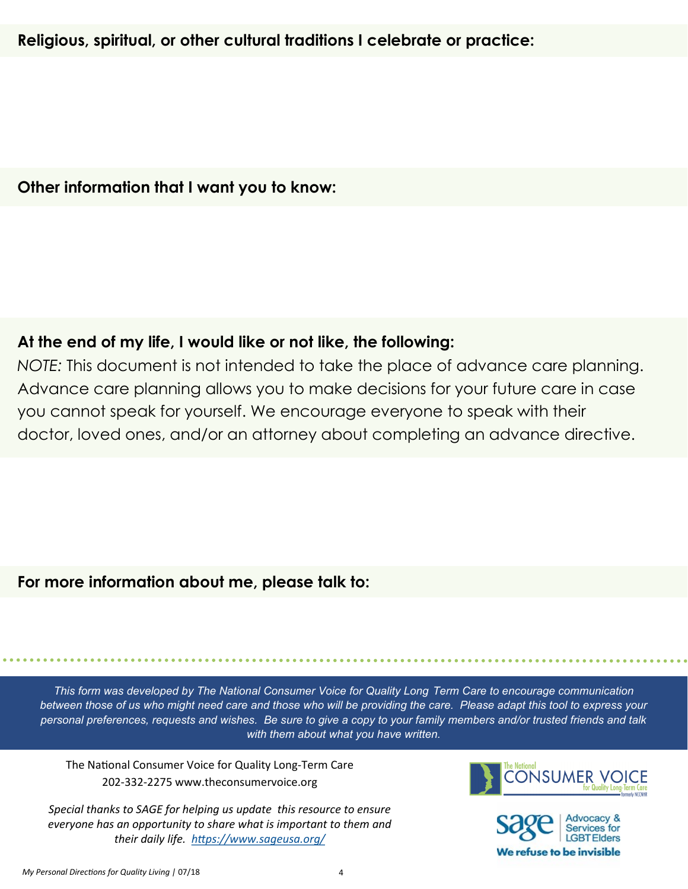**Religious, spiritual, or other cultural traditions I celebrate or practice:**

**Other information that I want you to know:**

**At the end of my life, I would like or not like, the following:**

*NOTE:* This document is not intended to take the place of advance care planning. Advance care planning allows you to make decisions for your future care in case you cannot speak for yourself. We encourage everyone to speak with their doctor, loved ones, and/or an attorney about completing an advance directive.

**For more information about me, please talk to:**

*This form was developed by The National Consumer Voice for Quality Long Term Care to encourage communication between those of us who might need care and those who will be providing the care. Please adapt this tool to express your personal preferences, requests and wishes. Be sure to give a copy to your family members and/or trusted friends and talk with them about what you have written.*

The National Consumer Voice for Quality Long-Term Care
202-332-2275 www.theconsumervoice.org

*Special thanks to SAGE for helping us update this resource to ensure everyone has an opportunity to share what is important to them and their daily life. https://www.sageusa.org/*

The National CONSUMER VOICE for Quality Long-Term Care formerly NCCNHR

sage Advocacy & Services for LGBT Elders
We refuse to be invisible

*My Personal Directions for Quality Living* | 07/18